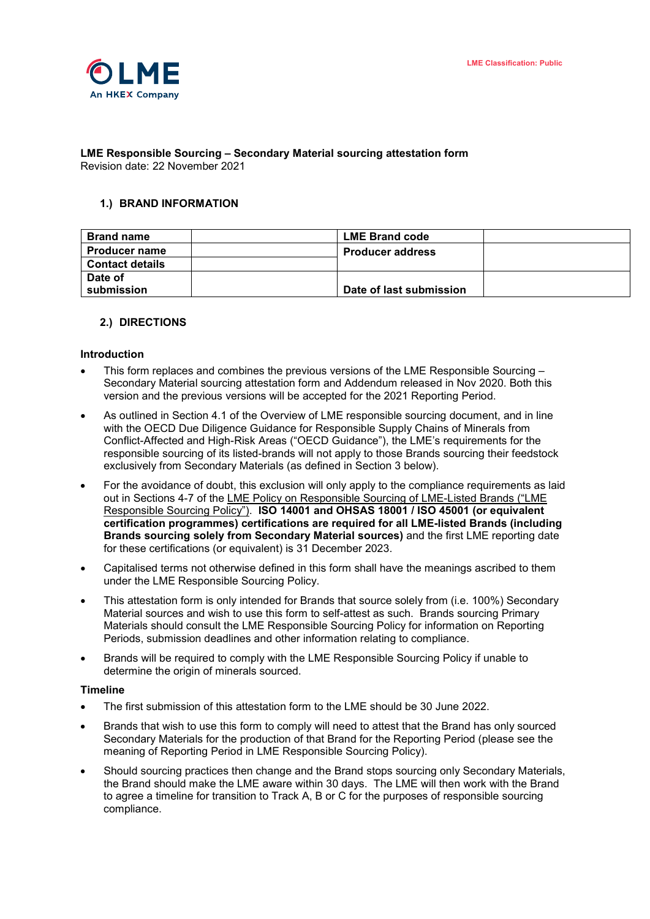LME Classification: Public

**LME Responsible Sourcing – Secondary Material sourcing attestation form**
Revision date: 22 November 2021

## 1.) BRAND INFORMATION

| | | | |
|---|---|---|---|
| **Brand name** | | **LME Brand code** | |
| **Producer name** | | **Producer address** | |
| **Contact details** | | | |
| **Date of submission** | | **Date of last submission** | |

## 2.) DIRECTIONS

### Introduction

- This form replaces and combines the previous versions of the LME Responsible Sourcing – Secondary Material sourcing attestation form and Addendum released in Nov 2020. Both this version and the previous versions will be accepted for the 2021 Reporting Period.
- As outlined in Section 4.1 of the Overview of LME responsible sourcing document, and in line with the OECD Due Diligence Guidance for Responsible Supply Chains of Minerals from Conflict-Affected and High-Risk Areas ("OECD Guidance"), the LME's requirements for the responsible sourcing of its listed-brands will not apply to those Brands sourcing their feedstock exclusively from Secondary Materials (as defined in Section 3 below).
- For the avoidance of doubt, this exclusion will only apply to the compliance requirements as laid out in Sections 4-7 of the LME Policy on Responsible Sourcing of LME-Listed Brands ("LME Responsible Sourcing Policy"). **ISO 14001 and OHSAS 18001 / ISO 45001 (or equivalent certification programmes) certifications are required for all LME-listed Brands (including Brands sourcing solely from Secondary Material sources)** and the first LME reporting date for these certifications (or equivalent) is 31 December 2023.
- Capitalised terms not otherwise defined in this form shall have the meanings ascribed to them under the LME Responsible Sourcing Policy.
- This attestation form is only intended for Brands that source solely from (i.e. 100%) Secondary Material sources and wish to use this form to self-attest as such. Brands sourcing Primary Materials should consult the LME Responsible Sourcing Policy for information on Reporting Periods, submission deadlines and other information relating to compliance.
- Brands will be required to comply with the LME Responsible Sourcing Policy if unable to determine the origin of minerals sourced.

### Timeline

- The first submission of this attestation form to the LME should be 30 June 2022.
- Brands that wish to use this form to comply will need to attest that the Brand has only sourced Secondary Materials for the production of that Brand for the Reporting Period (please see the meaning of Reporting Period in LME Responsible Sourcing Policy).
- Should sourcing practices then change and the Brand stops sourcing only Secondary Materials, the Brand should make the LME aware within 30 days. The LME will then work with the Brand to agree a timeline for transition to Track A, B or C for the purposes of responsible sourcing compliance.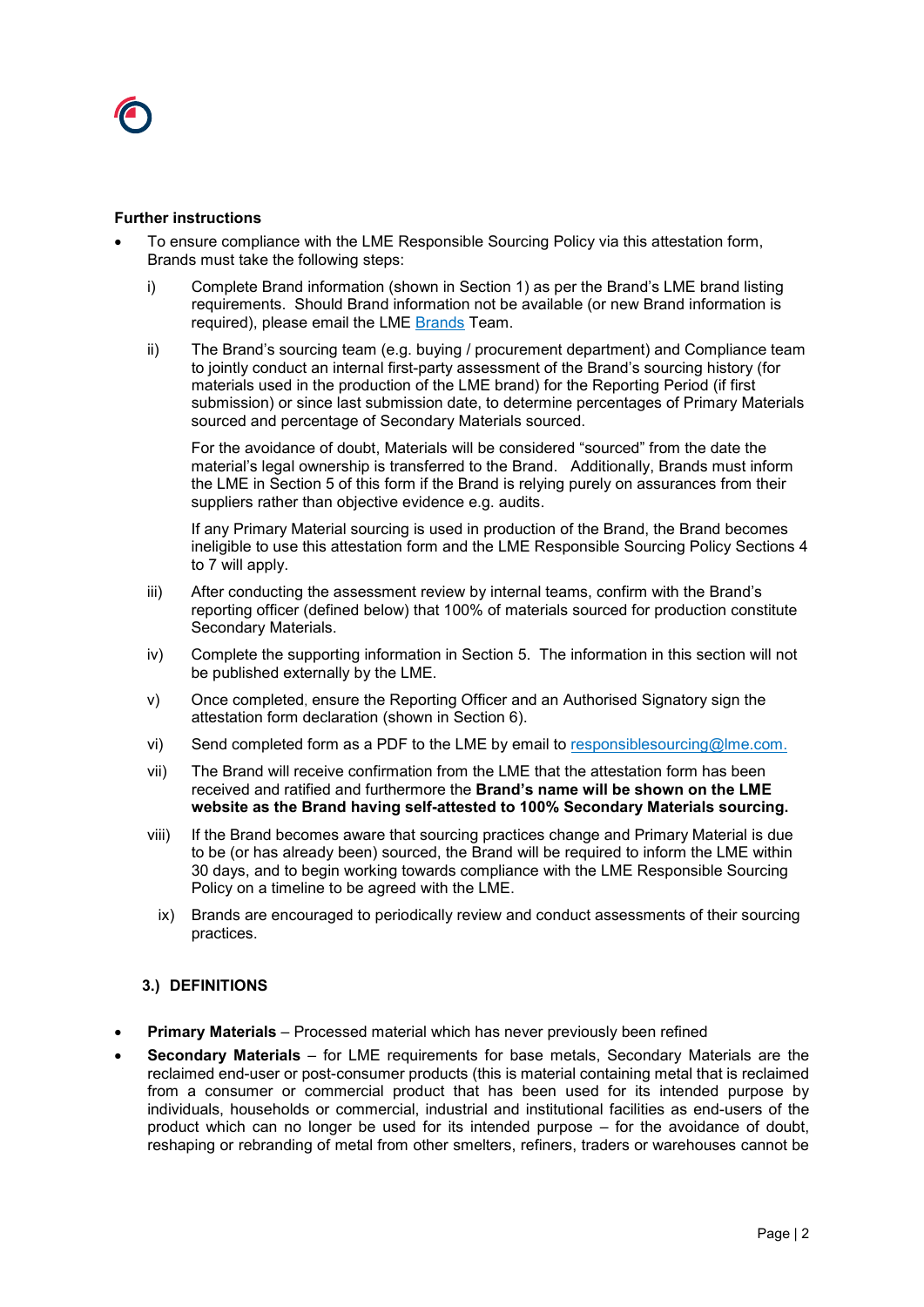**Further instructions**

- To ensure compliance with the LME Responsible Sourcing Policy via this attestation form, Brands must take the following steps:

    i) Complete Brand information (shown in Section 1) as per the Brand's LME brand listing requirements. Should Brand information not be available (or new Brand information is required), please email the LME Brands Team.

    ii) The Brand's sourcing team (e.g. buying / procurement department) and Compliance team to jointly conduct an internal first-party assessment of the Brand's sourcing history (for materials used in the production of the LME brand) for the Reporting Period (if first submission) or since last submission date, to determine percentages of Primary Materials sourced and percentage of Secondary Materials sourced.

    For the avoidance of doubt, Materials will be considered "sourced" from the date the material's legal ownership is transferred to the Brand. Additionally, Brands must inform the LME in Section 5 of this form if the Brand is relying purely on assurances from their suppliers rather than objective evidence e.g. audits.

    If any Primary Material sourcing is used in production of the Brand, the Brand becomes ineligible to use this attestation form and the LME Responsible Sourcing Policy Sections 4 to 7 will apply.

    iii) After conducting the assessment review by internal teams, confirm with the Brand's reporting officer (defined below) that 100% of materials sourced for production constitute Secondary Materials.

    iv) Complete the supporting information in Section 5. The information in this section will not be published externally by the LME.

    v) Once completed, ensure the Reporting Officer and an Authorised Signatory sign the attestation form declaration (shown in Section 6).

    vi) Send completed form as a PDF to the LME by email to responsiblesourcing@lme.com.

    vii) The Brand will receive confirmation from the LME that the attestation form has been received and ratified and furthermore the **Brand's name will be shown on the LME website as the Brand having self-attested to 100% Secondary Materials sourcing.**

    viii) If the Brand becomes aware that sourcing practices change and Primary Material is due to be (or has already been) sourced, the Brand will be required to inform the LME within 30 days, and to begin working towards compliance with the LME Responsible Sourcing Policy on a timeline to be agreed with the LME.

    ix) Brands are encouraged to periodically review and conduct assessments of their sourcing practices.

## 3.) DEFINITIONS

- **Primary Materials** – Processed material which has never previously been refined
- **Secondary Materials** – for LME requirements for base metals, Secondary Materials are the reclaimed end-user or post-consumer products (this is material containing metal that is reclaimed from a consumer or commercial product that has been used for its intended purpose by individuals, households or commercial, industrial and institutional facilities as end-users of the product which can no longer be used for its intended purpose – for the avoidance of doubt, reshaping or rebranding of metal from other smelters, refiners, traders or warehouses cannot be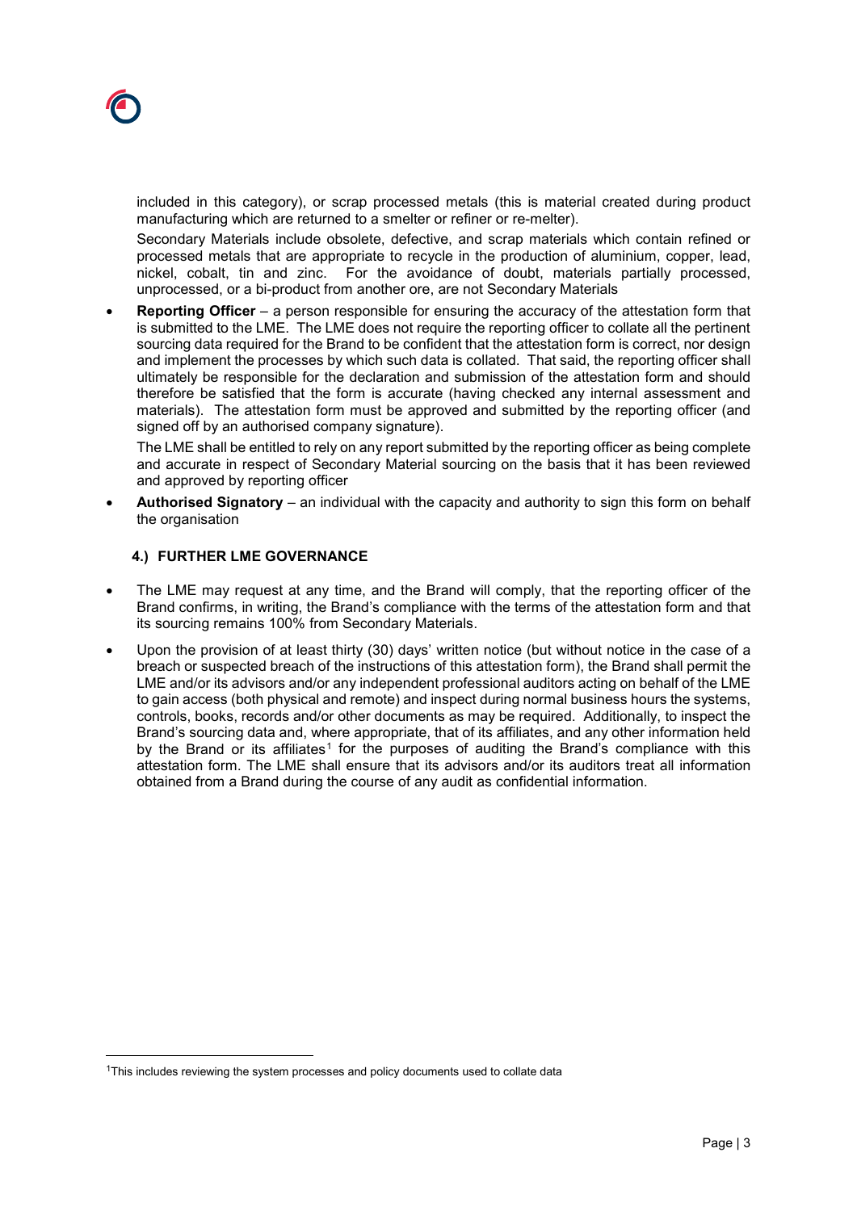included in this category), or scrap processed metals (this is material created during product manufacturing which are returned to a smelter or refiner or re-melter).

Secondary Materials include obsolete, defective, and scrap materials which contain refined or processed metals that are appropriate to recycle in the production of aluminium, copper, lead, nickel, cobalt, tin and zinc. For the avoidance of doubt, materials partially processed, unprocessed, or a bi-product from another ore, are not Secondary Materials

- **Reporting Officer** – a person responsible for ensuring the accuracy of the attestation form that is submitted to the LME. The LME does not require the reporting officer to collate all the pertinent sourcing data required for the Brand to be confident that the attestation form is correct, nor design and implement the processes by which such data is collated. That said, the reporting officer shall ultimately be responsible for the declaration and submission of the attestation form and should therefore be satisfied that the form is accurate (having checked any internal assessment and materials). The attestation form must be approved and submitted by the reporting officer (and signed off by an authorised company signature).

  The LME shall be entitled to rely on any report submitted by the reporting officer as being complete and accurate in respect of Secondary Material sourcing on the basis that it has been reviewed and approved by reporting officer

- **Authorised Signatory** – an individual with the capacity and authority to sign this form on behalf the organisation

### 4.) FURTHER LME GOVERNANCE

- The LME may request at any time, and the Brand will comply, that the reporting officer of the Brand confirms, in writing, the Brand's compliance with the terms of the attestation form and that its sourcing remains 100% from Secondary Materials.
- Upon the provision of at least thirty (30) days' written notice (but without notice in the case of a breach or suspected breach of the instructions of this attestation form), the Brand shall permit the LME and/or its advisors and/or any independent professional auditors acting on behalf of the LME to gain access (both physical and remote) and inspect during normal business hours the systems, controls, books, records and/or other documents as may be required. Additionally, to inspect the Brand's sourcing data and, where appropriate, that of its affiliates, and any other information held by the Brand or its affiliates[1] for the purposes of auditing the Brand's compliance with this attestation form. The LME shall ensure that its advisors and/or its auditors treat all information obtained from a Brand during the course of any audit as confidential information.

[1] This includes reviewing the system processes and policy documents used to collate data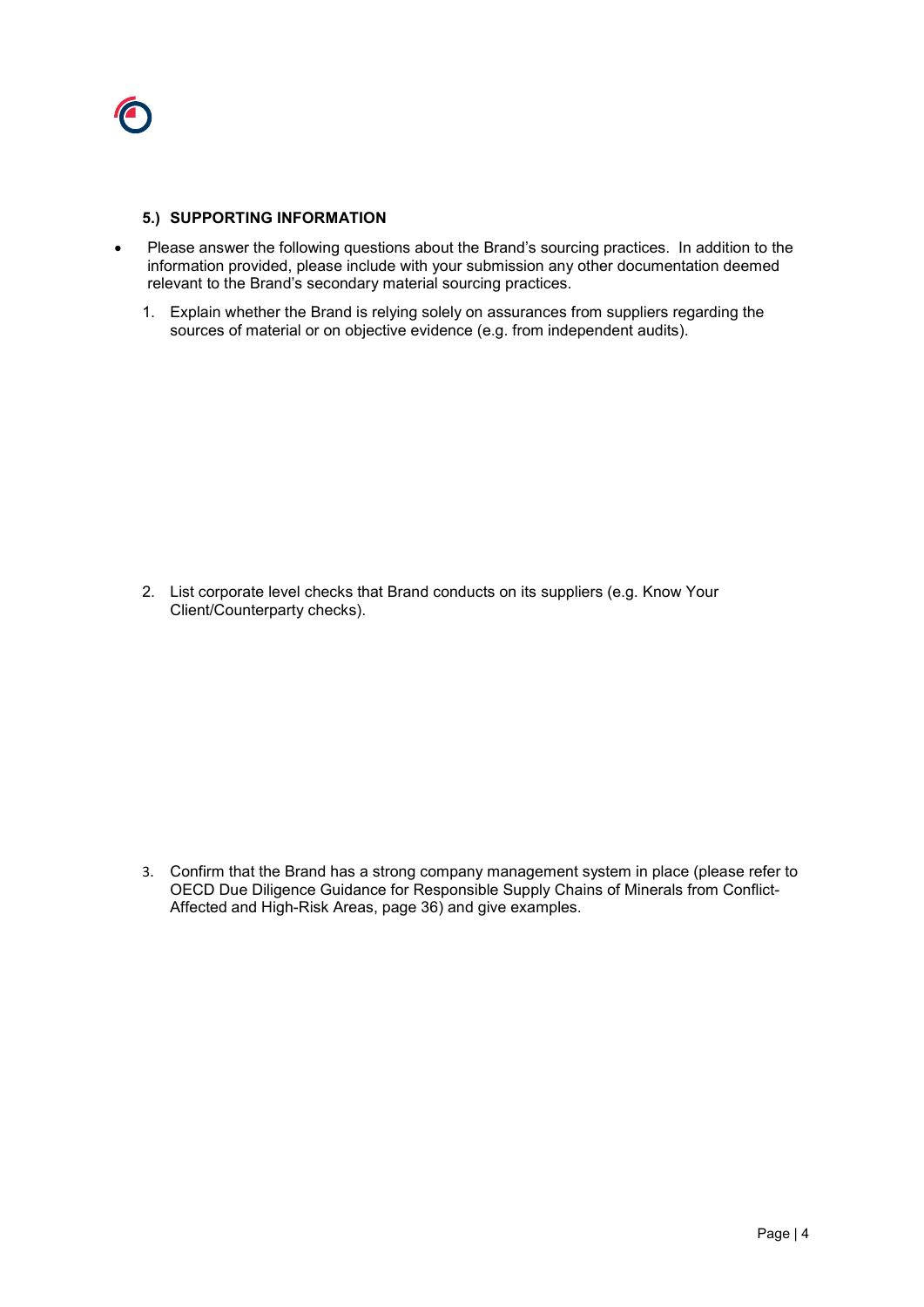### 5.) SUPPORTING INFORMATION

- Please answer the following questions about the Brand's sourcing practices. In addition to the information provided, please include with your submission any other documentation deemed relevant to the Brand's secondary material sourcing practices.

  1. Explain whether the Brand is relying solely on assurances from suppliers regarding the sources of material or on objective evidence (e.g. from independent audits).

  2. List corporate level checks that Brand conducts on its suppliers (e.g. Know Your Client/Counterparty checks).

  3. Confirm that the Brand has a strong company management system in place (please refer to OECD Due Diligence Guidance for Responsible Supply Chains of Minerals from Conflict-Affected and High-Risk Areas, page 36) and give examples.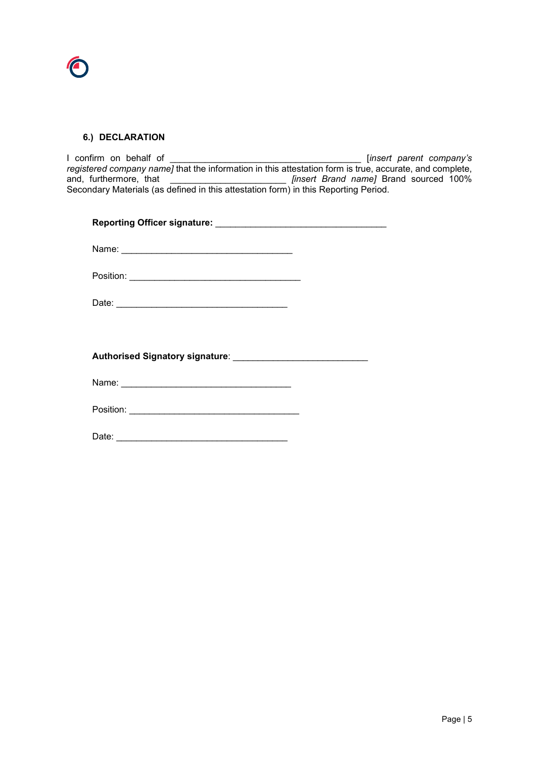### 6.) DECLARATION

I confirm on behalf of ______________________________________ [*insert parent company's registered company name]* that the information in this attestation form is true, accurate, and complete, and, furthermore, that _______________________ *[insert Brand name]* Brand sourced 100% Secondary Materials (as defined in this attestation form) in this Reporting Period.

**Reporting Officer signature:** __________________________________

Name: __________________________________

Position: __________________________________

Date: __________________________________

**Authorised Signatory signature**: ___________________________

Name: __________________________________

Position: __________________________________

Date: __________________________________